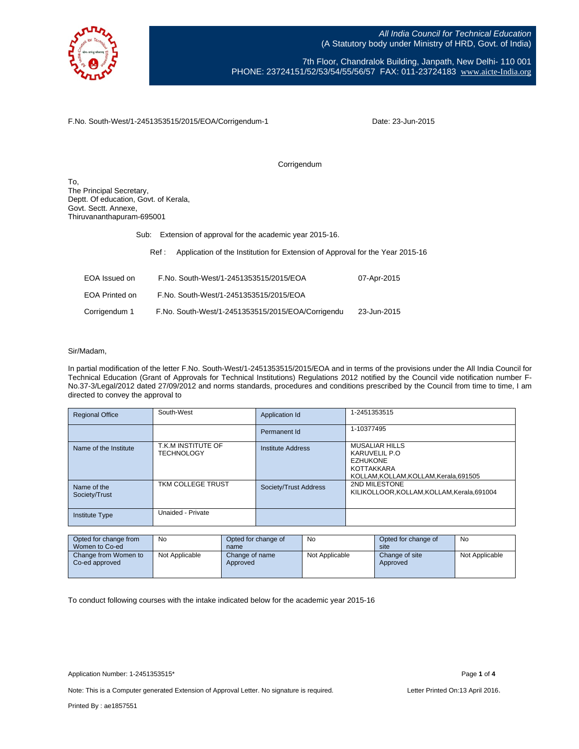All India Council for Technical Education
(A Statutory body under Ministry of HRD, Govt. of India)

7th Floor, Chandralok Building, Janpath, New Delhi- 110 001
PHONE: 23724151/52/53/54/55/56/57 FAX: 011-23724183 www.aicte-India.org

F.No. South-West/1-2451353515/2015/EOA/Corrigendum-1 Date: 23-Jun-2015

Corrigendum

To,
The Principal Secretary,
Deptt. Of education, Govt. of Kerala,
Govt. Sectt. Annexe,
Thiruvananthapuram-695001

Sub: Extension of approval for the academic year 2015-16.

Ref : Application of the Institution for Extension of Approval for the Year 2015-16

| | | |
|---|---|---|
| EOA Issued on | F.No. South-West/1-2451353515/2015/EOA | 07-Apr-2015 |
| EOA Printed on | F.No. South-West/1-2451353515/2015/EOA | |
| Corrigendum 1 | F.No. South-West/1-2451353515/2015/EOA/Corrigendu | 23-Jun-2015 |

Sir/Madam,

In partial modification of the letter F.No. South-West/1-2451353515/2015/EOA and in terms of the provisions under the All India Council for Technical Education (Grant of Approvals for Technical Institutions) Regulations 2012 notified by the Council vide notification number F-No.37-3/Legal/2012 dated 27/09/2012 and norms standards, procedures and conditions prescribed by the Council from time to time, I am directed to convey the approval to

| | | | |
|---|---|---|---|
| Regional Office | South-West | Application Id | 1-2451353515 |
| | | Permanent Id | 1-10377495 |
| Name of the Institute | T.K.M INSTITUTE OF TECHNOLOGY | Institute Address | MUSALIAR HILLS KARUVELIL P.O EZHUKONE KOTTAKKARA KOLLAM,KOLLAM,KOLLAM,Kerala,691505 |
| Name of the Society/Trust | TKM COLLEGE TRUST | Society/Trust Address | 2ND MILESTONE KILIKOLLOOR,KOLLAM,KOLLAM,Kerala,691004 |
| Institute Type | Unaided - Private | | |

| | | | | | |
|---|---|---|---|---|---|
| Opted for change from Women to Co-ed | No | Opted for change of name | No | Opted for change of site | No |
| Change from Women to Co-ed approved | Not Applicable | Change of name Approved | Not Applicable | Change of site Approved | Not Applicable |

To conduct following courses with the intake indicated below for the academic year 2015-16

Application Number: 1-2451353515*

Note: This is a Computer generated Extension of Approval Letter. No signature is required. Letter Printed On:13 April 2016.

Printed By : ae1857551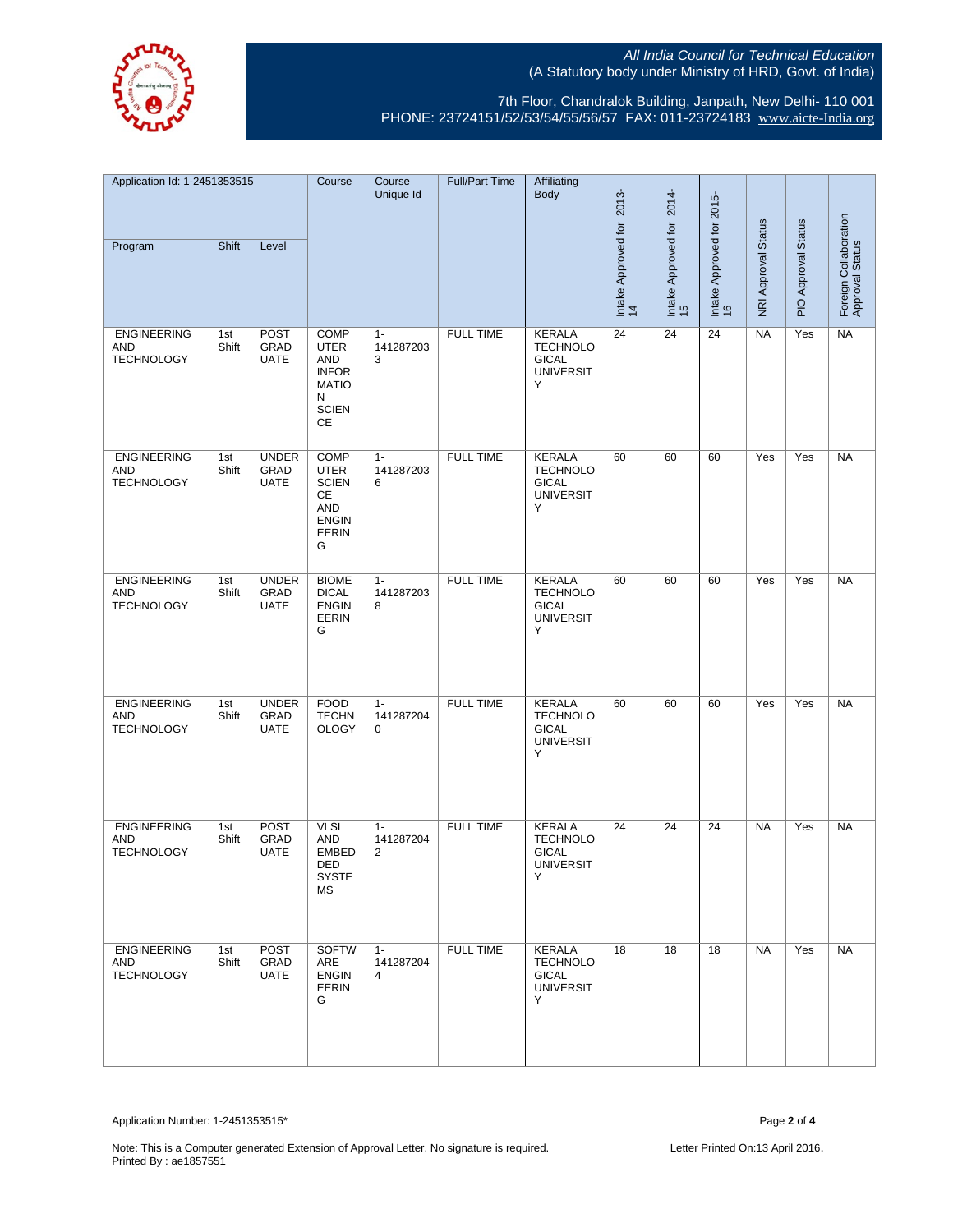All India Council for Technical Education
(A Statutory body under Ministry of HRD, Govt. of India)

7th Floor, Chandralok Building, Janpath, New Delhi- 110 001
PHONE: 23724151/52/53/54/55/56/57 FAX: 011-23724183 www.aicte-India.org

| Application Id: 1-2451353515 | | | Course | Course Unique Id | Full/Part Time | Affiliating Body | Intake Approved for 2013-14 | Intake Approved for 2014-15 | Intake Approved for 2015-16 | NRI Approval Status | PIO Approval Status | Foreign Collaboration Approval Status |
|---|---|---|---|---|---|---|---|---|---|---|---|---|
| Program | Shift | Level | | | | | | | | | | |
| ENGINEERING AND TECHNOLOGY | 1st Shift | POST GRADUATE | COMPUTER AND INFORMATION SCIENCE | 1-1412872033 | FULL TIME | KERALA TECHNOLOGICAL UNIVERSITY | 24 | 24 | 24 | NA | Yes | NA |
| ENGINEERING AND TECHNOLOGY | 1st Shift | UNDER GRADUATE | COMPUTER SCIENCE AND ENGINEERING | 1-1412872036 | FULL TIME | KERALA TECHNOLOGICAL UNIVERSITY | 60 | 60 | 60 | Yes | Yes | NA |
| ENGINEERING AND TECHNOLOGY | 1st Shift | UNDER GRADUATE | BIOMEDICAL ENGINEERING | 1-1412872038 | FULL TIME | KERALA TECHNOLOGICAL UNIVERSITY | 60 | 60 | 60 | Yes | Yes | NA |
| ENGINEERING AND TECHNOLOGY | 1st Shift | UNDER GRADUATE | FOOD TECHNOLOGY | 1-1412872040 | FULL TIME | KERALA TECHNOLOGICAL UNIVERSITY | 60 | 60 | 60 | Yes | Yes | NA |
| ENGINEERING AND TECHNOLOGY | 1st Shift | POST GRADUATE | VLSI AND EMBEDDED SYSTEMS | 1-1412872042 | FULL TIME | KERALA TECHNOLOGICAL UNIVERSITY | 24 | 24 | 24 | NA | Yes | NA |
| ENGINEERING AND TECHNOLOGY | 1st Shift | POST GRADUATE | SOFTWARE ENGINEERING | 1-1412872044 | FULL TIME | KERALA TECHNOLOGICAL UNIVERSITY | 18 | 18 | 18 | NA | Yes | NA |

Application Number: 1-2451353515*

Note: This is a Computer generated Extension of Approval Letter. No signature is required.
Printed By : ae1857551

Letter Printed On:13 April 2016.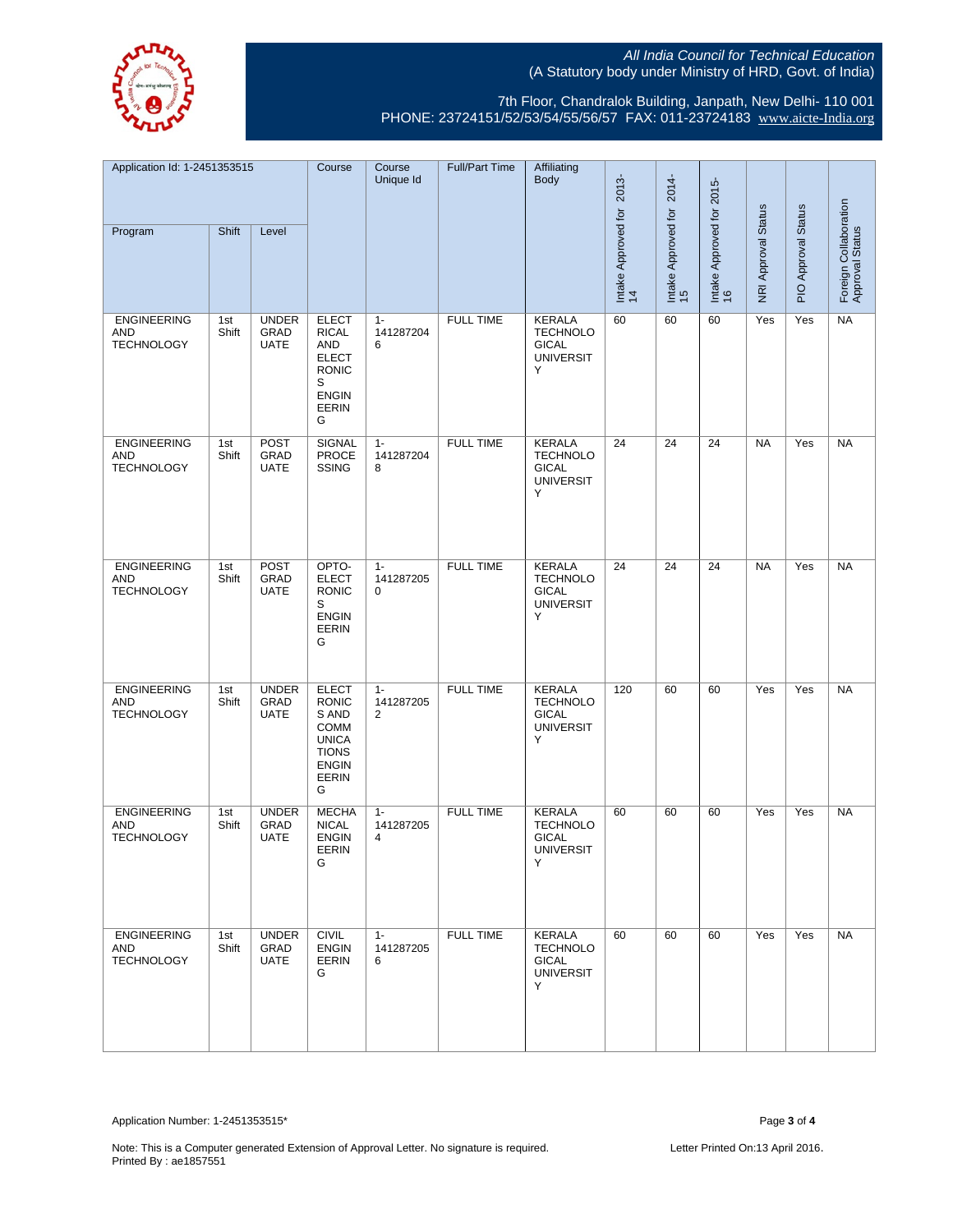All India Council for Technical Education
(A Statutory body under Ministry of HRD, Govt. of India)

7th Floor, Chandralok Building, Janpath, New Delhi- 110 001
PHONE: 23724151/52/53/54/55/56/57 FAX: 011-23724183 www.aicte-India.org

| Application Id: 1-2451353515 | | | Course | Course Unique Id | Full/Part Time | Affiliating Body | Intake Approved for 2013-14 | Intake Approved for 2014-15 | Intake Approved for 2015-16 | NRI Approval Status | PIO Approval Status | Foreign Collaboration Approval Status |
|---|---|---|---|---|---|---|---|---|---|---|---|---|
| Program | Shift | Level | | | | | | | | | | |
| ENGINEERING AND TECHNOLOGY | 1st Shift | UNDER GRADUATE | ELECTRICAL AND ELECTRONICS ENGINEERING | 1-1412872046 | FULL TIME | KERALA TECHNOLOGICAL UNIVERSITY | 60 | 60 | 60 | Yes | Yes | NA |
| ENGINEERING AND TECHNOLOGY | 1st Shift | POST GRADUATE | SIGNAL PROCESSING | 1-1412872048 | FULL TIME | KERALA TECHNOLOGICAL UNIVERSITY | 24 | 24 | 24 | NA | Yes | NA |
| ENGINEERING AND TECHNOLOGY | 1st Shift | POST GRADUATE | OPTO-ELECTRONICS ENGINEERING | 1-1412872050 | FULL TIME | KERALA TECHNOLOGICAL UNIVERSITY | 24 | 24 | 24 | NA | Yes | NA |
| ENGINEERING AND TECHNOLOGY | 1st Shift | UNDER GRADUATE | ELECTRONICS AND COMMUNICATIONS ENGINEERING | 1-1412872052 | FULL TIME | KERALA TECHNOLOGICAL UNIVERSITY | 120 | 60 | 60 | Yes | Yes | NA |
| ENGINEERING AND TECHNOLOGY | 1st Shift | UNDER GRADUATE | MECHANICAL ENGINEERING | 1-1412872054 | FULL TIME | KERALA TECHNOLOGICAL UNIVERSITY | 60 | 60 | 60 | Yes | Yes | NA |
| ENGINEERING AND TECHNOLOGY | 1st Shift | UNDER GRADUATE | CIVIL ENGINEERING | 1-1412872056 | FULL TIME | KERALA TECHNOLOGICAL UNIVERSITY | 60 | 60 | 60 | Yes | Yes | NA |

Application Number: 1-2451353515*

Note: This is a Computer generated Extension of Approval Letter. No signature is required.
Printed By : ae1857551

Letter Printed On:13 April 2016.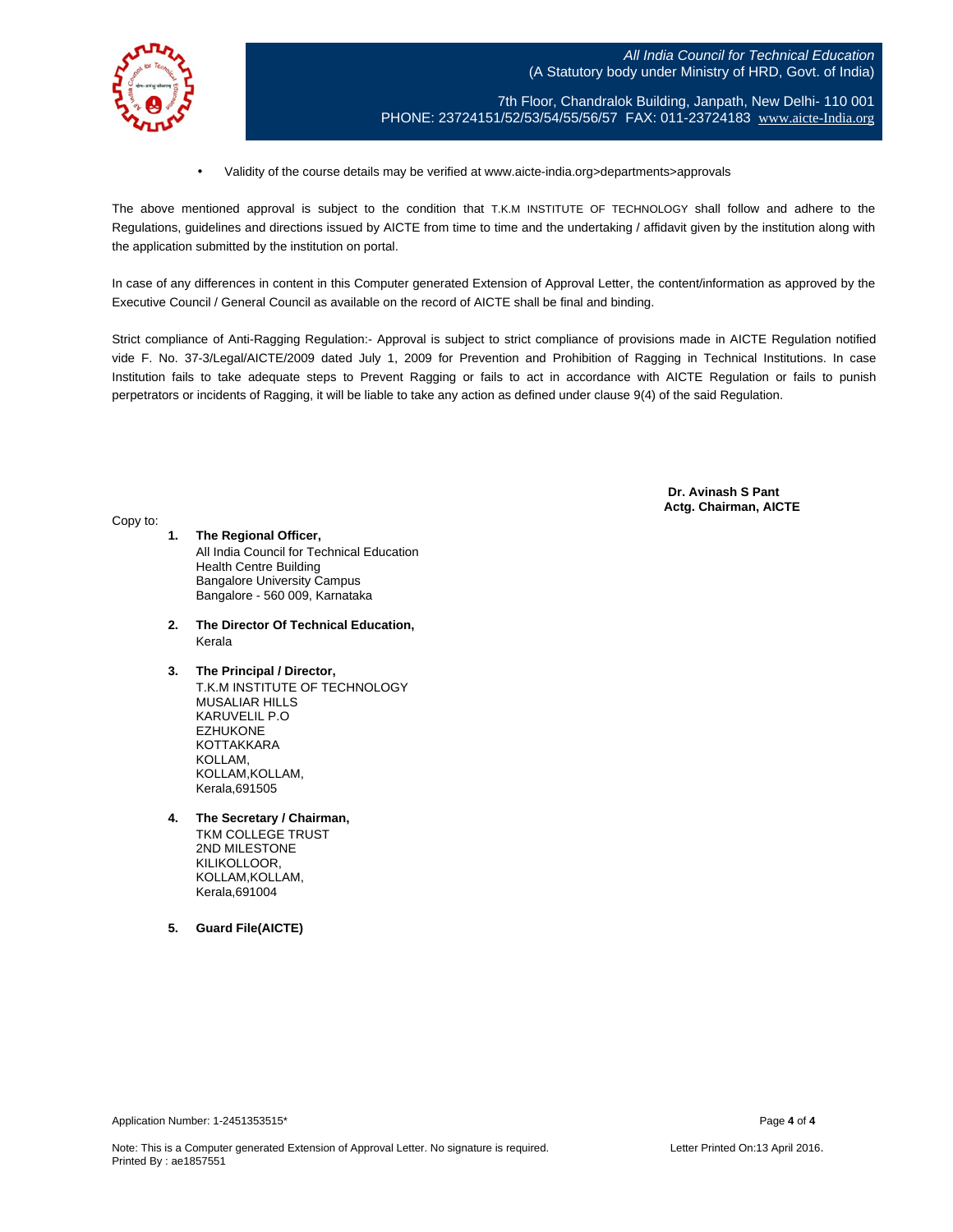- Validity of the course details may be verified at www.aicte-india.org>departments>approvals

The above mentioned approval is subject to the condition that T.K.M INSTITUTE OF TECHNOLOGY shall follow and adhere to the Regulations, guidelines and directions issued by AICTE from time to time and the undertaking / affidavit given by the institution along with the application submitted by the institution on portal.

In case of any differences in content in this Computer generated Extension of Approval Letter, the content/information as approved by the Executive Council / General Council as available on the record of AICTE shall be final and binding.

Strict compliance of Anti-Ragging Regulation:- Approval is subject to strict compliance of provisions made in AICTE Regulation notified vide F. No. 37-3/Legal/AICTE/2009 dated July 1, 2009 for Prevention and Prohibition of Ragging in Technical Institutions. In case Institution fails to take adequate steps to Prevent Ragging or fails to act in accordance with AICTE Regulation or fails to punish perpetrators or incidents of Ragging, it will be liable to take any action as defined under clause 9(4) of the said Regulation.

**Dr. Avinash S Pant**
**Actg. Chairman, AICTE**

Copy to:

1. **The Regional Officer,**
   All India Council for Technical Education
   Health Centre Building
   Bangalore University Campus
   Bangalore - 560 009, Karnataka

2. **The Director Of Technical Education,**
   Kerala

3. **The Principal / Director,**
   T.K.M INSTITUTE OF TECHNOLOGY
   MUSALIAR HILLS
   KARUVELIL P.O
   EZHUKONE
   KOTTAKKARA
   KOLLAM,
   KOLLAM,KOLLAM,
   Kerala,691505

4. **The Secretary / Chairman,**
   TKM COLLEGE TRUST
   2ND MILESTONE
   KILIKOLLOOR,
   KOLLAM,KOLLAM,
   Kerala,691004

5. **Guard File(AICTE)**

Application Number: 1-2451353515*

Note: This is a Computer generated Extension of Approval Letter. No signature is required.
Printed By : ae1857551

Letter Printed On:13 April 2016.